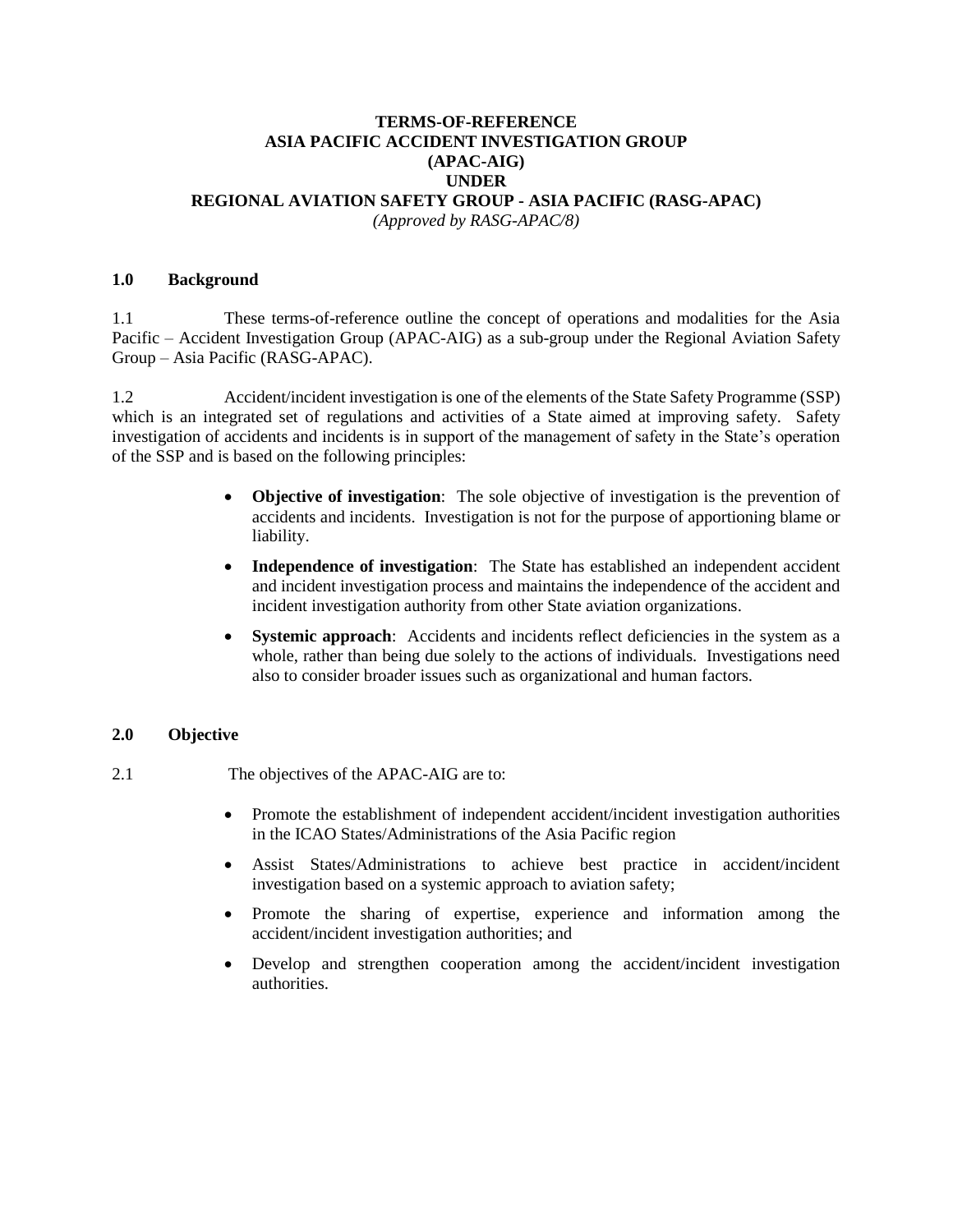# TERMS-OF-REFERENCE
# ASIA PACIFIC ACCIDENT INVESTIGATION GROUP
# (APAC-AIG)
# UNDER
# REGIONAL AVIATION SAFETY GROUP - ASIA PACIFIC (RASG-APAC)

*(Approved by RASG-APAC/8)*

## 1.0 Background

1.1 These terms-of-reference outline the concept of operations and modalities for the Asia Pacific – Accident Investigation Group (APAC-AIG) as a sub-group under the Regional Aviation Safety Group – Asia Pacific (RASG-APAC).

1.2 Accident/incident investigation is one of the elements of the State Safety Programme (SSP) which is an integrated set of regulations and activities of a State aimed at improving safety. Safety investigation of accidents and incidents is in support of the management of safety in the State's operation of the SSP and is based on the following principles:

- **Objective of investigation**: The sole objective of investigation is the prevention of accidents and incidents. Investigation is not for the purpose of apportioning blame or liability.
- **Independence of investigation**: The State has established an independent accident and incident investigation process and maintains the independence of the accident and incident investigation authority from other State aviation organizations.
- **Systemic approach**: Accidents and incidents reflect deficiencies in the system as a whole, rather than being due solely to the actions of individuals. Investigations need also to consider broader issues such as organizational and human factors.

## 2.0 Objective

2.1 The objectives of the APAC-AIG are to:

- Promote the establishment of independent accident/incident investigation authorities in the ICAO States/Administrations of the Asia Pacific region
- Assist States/Administrations to achieve best practice in accident/incident investigation based on a systemic approach to aviation safety;
- Promote the sharing of expertise, experience and information among the accident/incident investigation authorities; and
- Develop and strengthen cooperation among the accident/incident investigation authorities.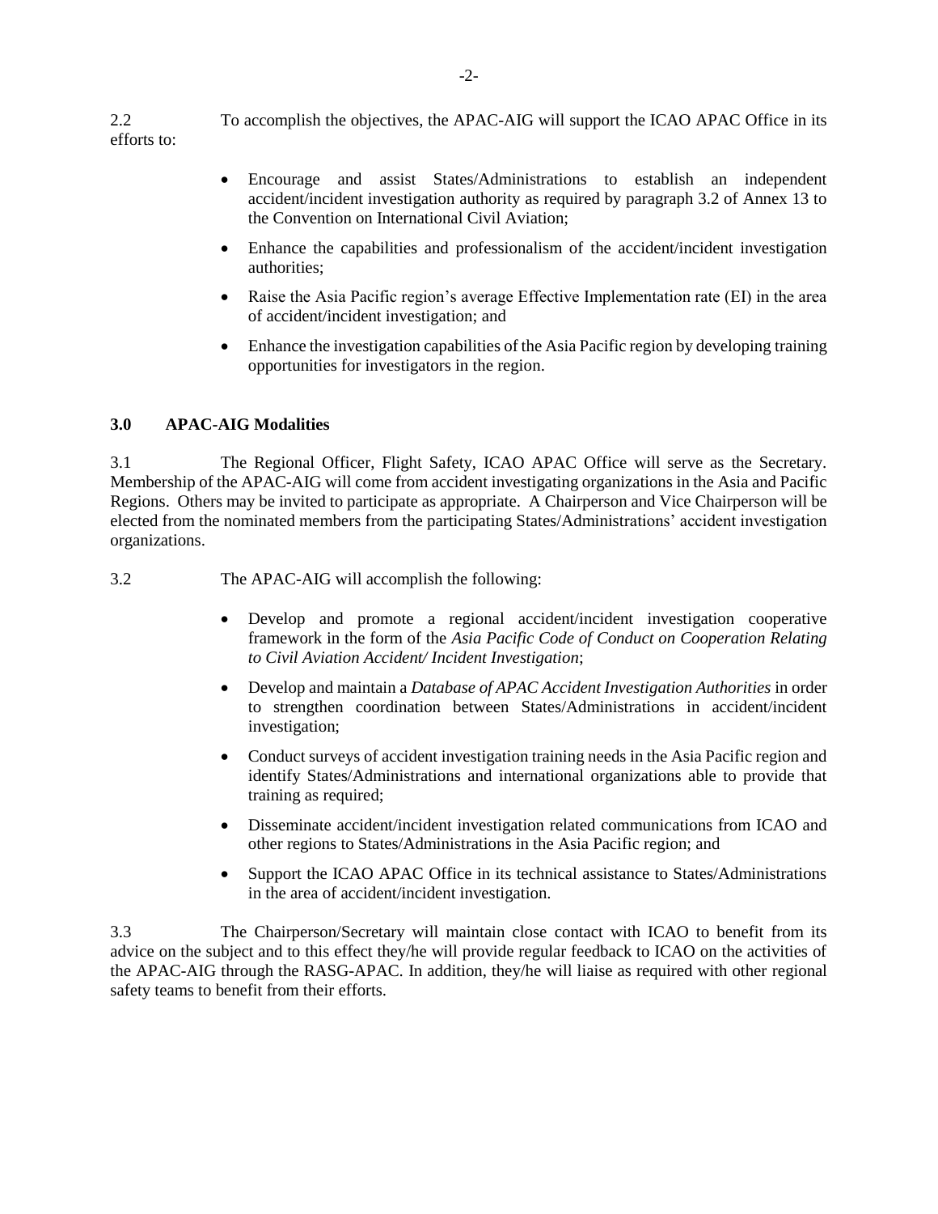2.2 To accomplish the objectives, the APAC-AIG will support the ICAO APAC Office in its efforts to:

- Encourage and assist States/Administrations to establish an independent accident/incident investigation authority as required by paragraph 3.2 of Annex 13 to the Convention on International Civil Aviation;
- Enhance the capabilities and professionalism of the accident/incident investigation authorities;
- Raise the Asia Pacific region's average Effective Implementation rate (EI) in the area of accident/incident investigation; and
- Enhance the investigation capabilities of the Asia Pacific region by developing training opportunities for investigators in the region.

## 3.0 APAC-AIG Modalities

3.1 The Regional Officer, Flight Safety, ICAO APAC Office will serve as the Secretary. Membership of the APAC-AIG will come from accident investigating organizations in the Asia and Pacific Regions. Others may be invited to participate as appropriate. A Chairperson and Vice Chairperson will be elected from the nominated members from the participating States/Administrations' accident investigation organizations.

3.2 The APAC-AIG will accomplish the following:

- Develop and promote a regional accident/incident investigation cooperative framework in the form of the *Asia Pacific Code of Conduct on Cooperation Relating to Civil Aviation Accident/ Incident Investigation*;
- Develop and maintain a *Database of APAC Accident Investigation Authorities* in order to strengthen coordination between States/Administrations in accident/incident investigation;
- Conduct surveys of accident investigation training needs in the Asia Pacific region and identify States/Administrations and international organizations able to provide that training as required;
- Disseminate accident/incident investigation related communications from ICAO and other regions to States/Administrations in the Asia Pacific region; and
- Support the ICAO APAC Office in its technical assistance to States/Administrations in the area of accident/incident investigation.

3.3 The Chairperson/Secretary will maintain close contact with ICAO to benefit from its advice on the subject and to this effect they/he will provide regular feedback to ICAO on the activities of the APAC-AIG through the RASG-APAC. In addition, they/he will liaise as required with other regional safety teams to benefit from their efforts.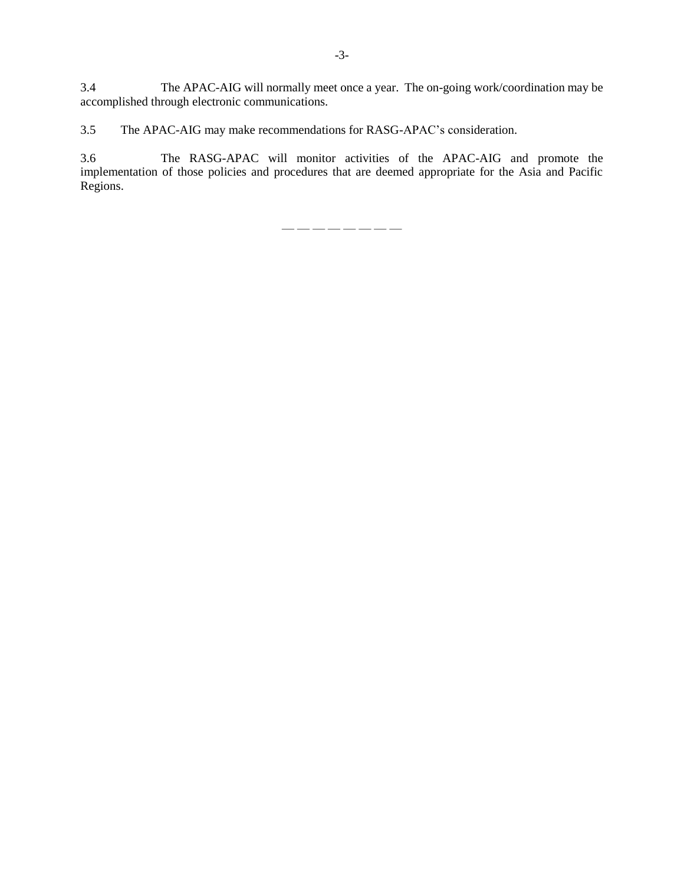3.4 The APAC-AIG will normally meet once a year. The on-going work/coordination may be accomplished through electronic communications.

3.5 The APAC-AIG may make recommendations for RASG-APAC's consideration.

3.6 The RASG-APAC will monitor activities of the APAC-AIG and promote the implementation of those policies and procedures that are deemed appropriate for the Asia and Pacific Regions.

— — — — — — — —